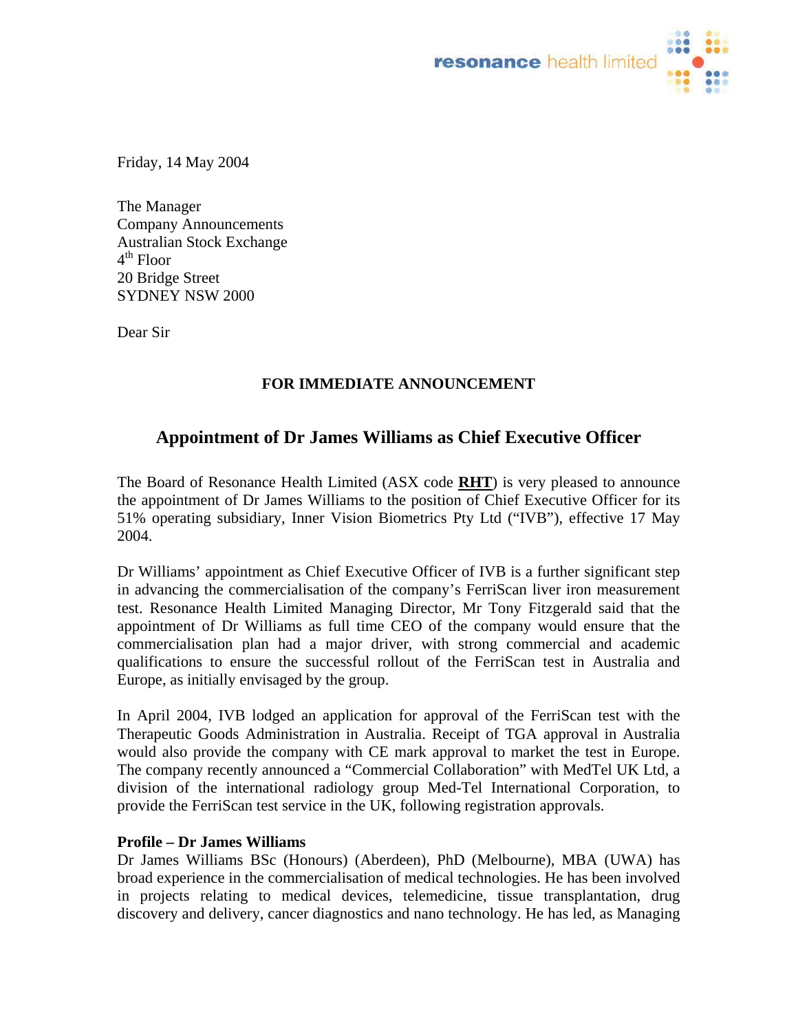resonance health limited

Friday, 14 May 2004

The Manager
Company Announcements
Australian Stock Exchange
4th Floor
20 Bridge Street
SYDNEY NSW 2000

Dear Sir

**FOR IMMEDIATE ANNOUNCEMENT**

## Appointment of Dr James Williams as Chief Executive Officer

The Board of Resonance Health Limited (ASX code **RHT**) is very pleased to announce the appointment of Dr James Williams to the position of Chief Executive Officer for its 51% operating subsidiary, Inner Vision Biometrics Pty Ltd ("IVB"), effective 17 May 2004.

Dr Williams' appointment as Chief Executive Officer of IVB is a further significant step in advancing the commercialisation of the company's FerriScan liver iron measurement test. Resonance Health Limited Managing Director, Mr Tony Fitzgerald said that the appointment of Dr Williams as full time CEO of the company would ensure that the commercialisation plan had a major driver, with strong commercial and academic qualifications to ensure the successful rollout of the FerriScan test in Australia and Europe, as initially envisaged by the group.

In April 2004, IVB lodged an application for approval of the FerriScan test with the Therapeutic Goods Administration in Australia. Receipt of TGA approval in Australia would also provide the company with CE mark approval to market the test in Europe. The company recently announced a "Commercial Collaboration" with MedTel UK Ltd, a division of the international radiology group Med-Tel International Corporation, to provide the FerriScan test service in the UK, following registration approvals.

**Profile – Dr James Williams**
Dr James Williams BSc (Honours) (Aberdeen), PhD (Melbourne), MBA (UWA) has broad experience in the commercialisation of medical technologies. He has been involved in projects relating to medical devices, telemedicine, tissue transplantation, drug discovery and delivery, cancer diagnostics and nano technology. He has led, as Managing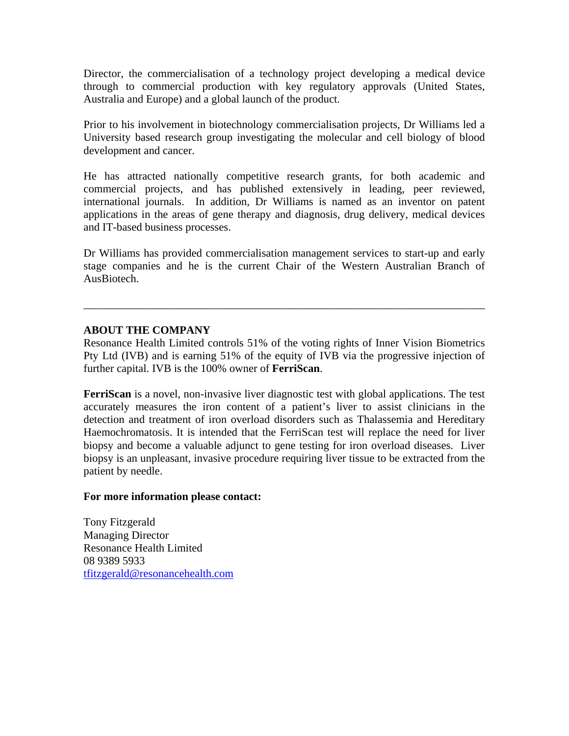Director, the commercialisation of a technology project developing a medical device through to commercial production with key regulatory approvals (United States, Australia and Europe) and a global launch of the product.

Prior to his involvement in biotechnology commercialisation projects, Dr Williams led a University based research group investigating the molecular and cell biology of blood development and cancer.

He has attracted nationally competitive research grants, for both academic and commercial projects, and has published extensively in leading, peer reviewed, international journals. In addition, Dr Williams is named as an inventor on patent applications in the areas of gene therapy and diagnosis, drug delivery, medical devices and IT-based business processes.

Dr Williams has provided commercialisation management services to start-up and early stage companies and he is the current Chair of the Western Australian Branch of AusBiotech.

---

**ABOUT THE COMPANY**

Resonance Health Limited controls 51% of the voting rights of Inner Vision Biometrics Pty Ltd (IVB) and is earning 51% of the equity of IVB via the progressive injection of further capital. IVB is the 100% owner of **FerriScan**.

**FerriScan** is a novel, non-invasive liver diagnostic test with global applications. The test accurately measures the iron content of a patient's liver to assist clinicians in the detection and treatment of iron overload disorders such as Thalassemia and Hereditary Haemochromatosis. It is intended that the FerriScan test will replace the need for liver biopsy and become a valuable adjunct to gene testing for iron overload diseases. Liver biopsy is an unpleasant, invasive procedure requiring liver tissue to be extracted from the patient by needle.

**For more information please contact:**

Tony Fitzgerald
Managing Director
Resonance Health Limited
08 9389 5933
tfitzgerald@resonancehealth.com